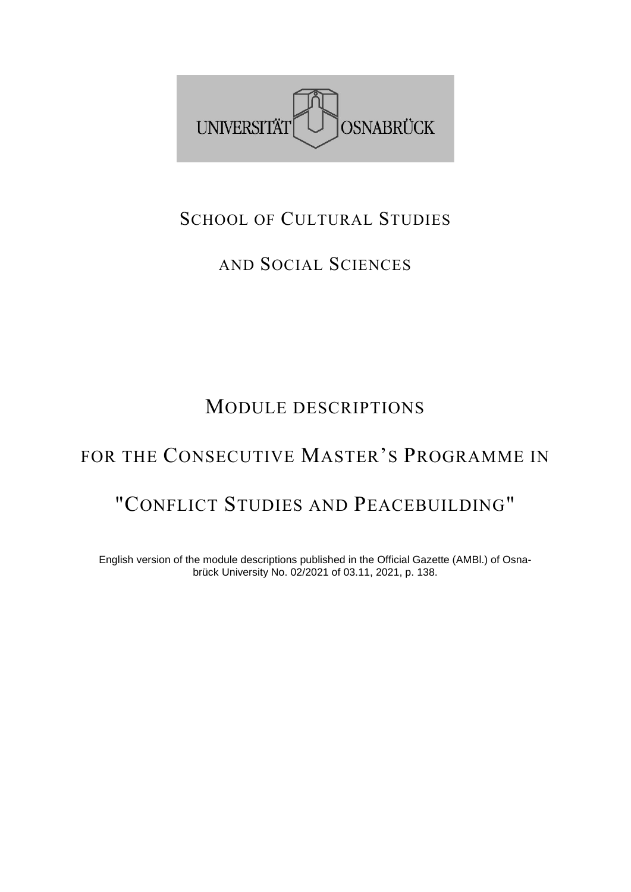UNIVERSITÄT OSNABRÜCK

# School of Cultural Studies and Social Sciences

# Module descriptions for the Consecutive Master's Programme in "Conflict Studies and Peacebuilding"

English version of the module descriptions published in the Official Gazette (AMBl.) of Osnabrück University No. 02/2021 of 03.11, 2021, p. 138.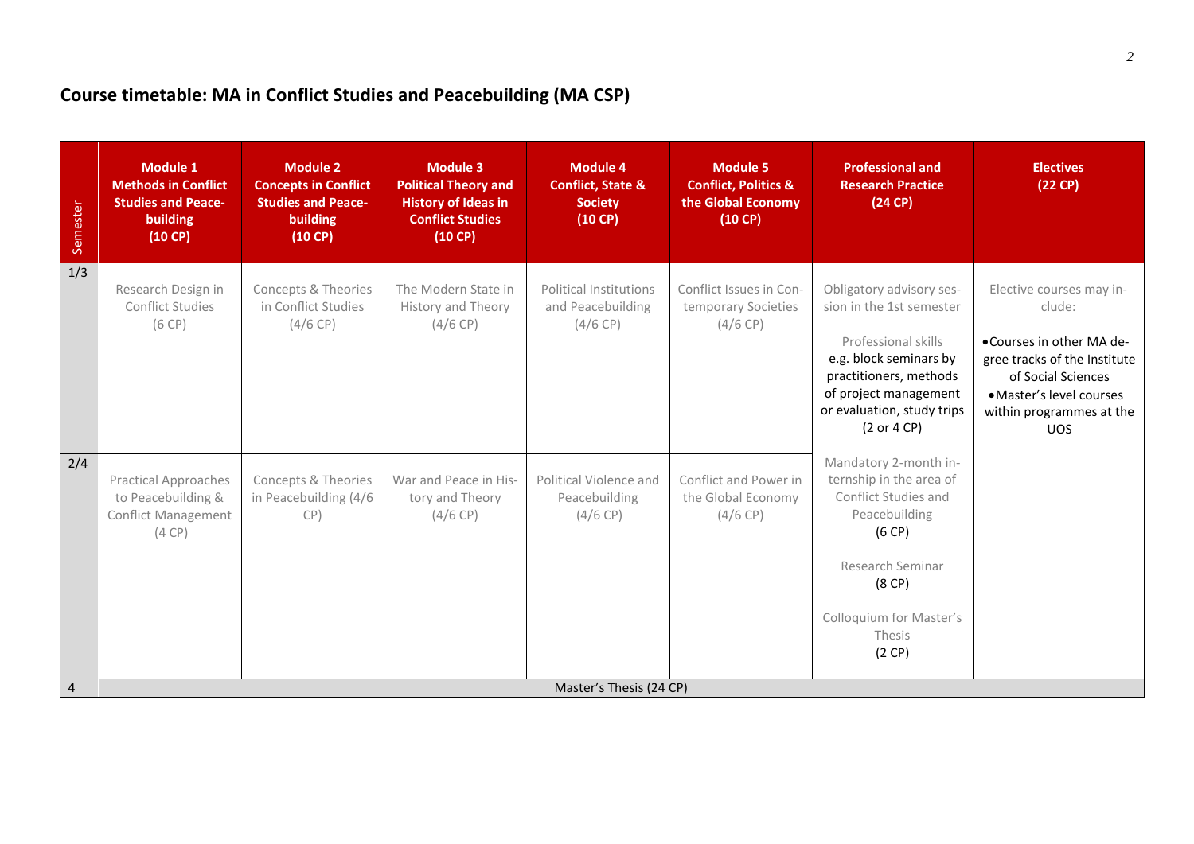## Course timetable: MA in Conflict Studies and Peacebuilding (MA CSP)

| Semester | Module 1 Methods in Conflict Studies and Peace-building (10 CP) | Module 2 Concepts in Conflict Studies and Peace-building (10 CP) | Module 3 Political Theory and History of Ideas in Conflict Studies (10 CP) | Module 4 Conflict, State & Society (10 CP) | Module 5 Conflict, Politics & the Global Economy (10 CP) | Professional and Research Practice (24 CP) | Electives (22 CP) |
|---|---|---|---|---|---|---|---|
| 1/3 | Research Design in Conflict Studies (6 CP) | Concepts & Theories in Conflict Studies (4/6 CP) | The Modern State in History and Theory (4/6 CP) | Political Institutions and Peacebuilding (4/6 CP) | Conflict Issues in Contemporary Societies (4/6 CP) | Obligatory advisory session in the 1st semester<br><br>Professional skills e.g. block seminars by practitioners, methods of project management or evaluation, study trips (2 or 4 CP) | Elective courses may include:<br>• Courses in other MA degree tracks of the Institute of Social Sciences<br>• Master's level courses within programmes at the UOS |
| 2/4 | Practical Approaches to Peacebuilding & Conflict Management (4 CP) | Concepts & Theories in Peacebuilding (4/6 CP) | War and Peace in History and Theory (4/6 CP) | Political Violence and Peacebuilding (4/6 CP) | Conflict and Power in the Global Economy (4/6 CP) | Mandatory 2-month internship in the area of Conflict Studies and Peacebuilding (6 CP)<br><br>Research Seminar (8 CP)<br><br>Colloquium for Master's Thesis (2 CP) | |
| 4 | Master's Thesis (24 CP) | | | | | | |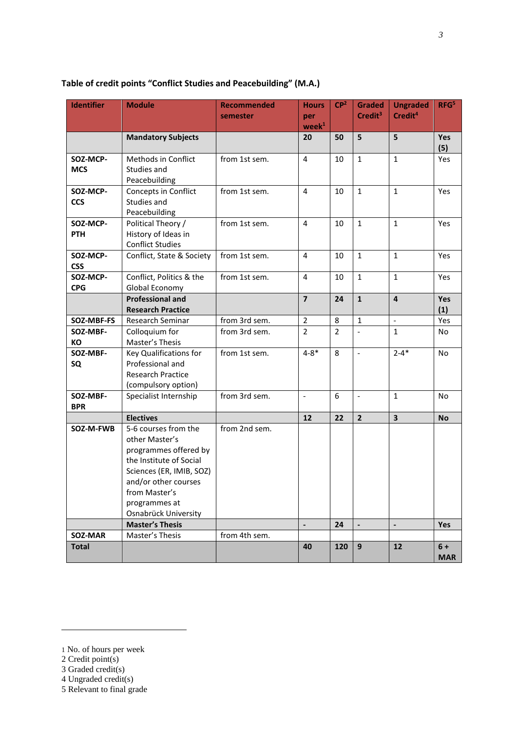**Table of credit points "Conflict Studies and Peacebuilding" (M.A.)**

| Identifier | Module | Recommended semester | Hours per week[1] | CP[2] | Graded Credit[3] | Ungraded Credit[4] | RFG[5] |
|---|---|---|---|---|---|---|---|
| | **Mandatory Subjects** | | **20** | **50** | **5** | **5** | **Yes (5)** |
| **SOZ-MCP-MCS** | Methods in Conflict Studies and Peacebuilding | from 1st sem. | 4 | 10 | 1 | 1 | Yes |
| **SOZ-MCP-CCS** | Concepts in Conflict Studies and Peacebuilding | from 1st sem. | 4 | 10 | 1 | 1 | Yes |
| **SOZ-MCP-PTH** | Political Theory / History of Ideas in Conflict Studies | from 1st sem. | 4 | 10 | 1 | 1 | Yes |
| **SOZ-MCP-CSS** | Conflict, State & Society | from 1st sem. | 4 | 10 | 1 | 1 | Yes |
| **SOZ-MCP-CPG** | Conflict, Politics & the Global Economy | from 1st sem. | 4 | 10 | 1 | 1 | Yes |
| | **Professional and Research Practice** | | **7** | **24** | **1** | **4** | **Yes (1)** |
| **SOZ-MBF-FS** | Research Seminar | from 3rd sem. | 2 | 8 | 1 | - | Yes |
| **SOZ-MBF-KO** | Colloquium for Master's Thesis | from 3rd sem. | 2 | 2 | - | 1 | No |
| **SOZ-MBF-SQ** | Key Qualifications for Professional and Research Practice (compulsory option) | from 1st sem. | 4-8* | 8 | - | 2-4* | No |
| **SOZ-MBF-BPR** | Specialist Internship | from 3rd sem. | - | 6 | - | 1 | No |
| | **Electives** | | **12** | **22** | **2** | **3** | **No** |
| **SOZ-M-FWB** | 5-6 courses from the other Master's programmes offered by the Institute of Social Sciences (ER, IMIB, SOZ) and/or other courses from Master's programmes at Osnabrück University | from 2nd sem. | | | | | |
| | **Master's Thesis** | | **-** | **24** | **-** | **-** | **Yes** |
| **SOZ-MAR** | Master's Thesis | from 4th sem. | | | | | |
| **Total** | | | **40** | **120** | **9** | **12** | **6 + MAR** |

1 No. of hours per week
2 Credit point(s)
3 Graded credit(s)
4 Ungraded credit(s)
5 Relevant to final grade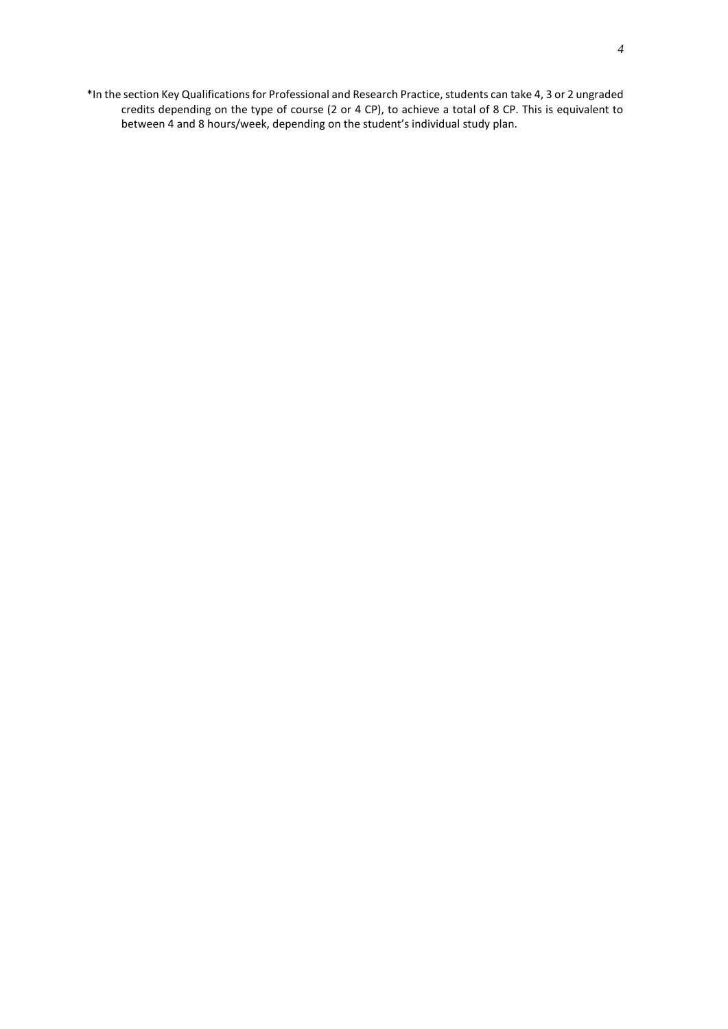*In the section Key Qualifications for Professional and Research Practice, students can take 4, 3 or 2 ungraded credits depending on the type of course (2 or 4 CP), to achieve a total of 8 CP. This is equivalent to between 4 and 8 hours/week, depending on the student's individual study plan.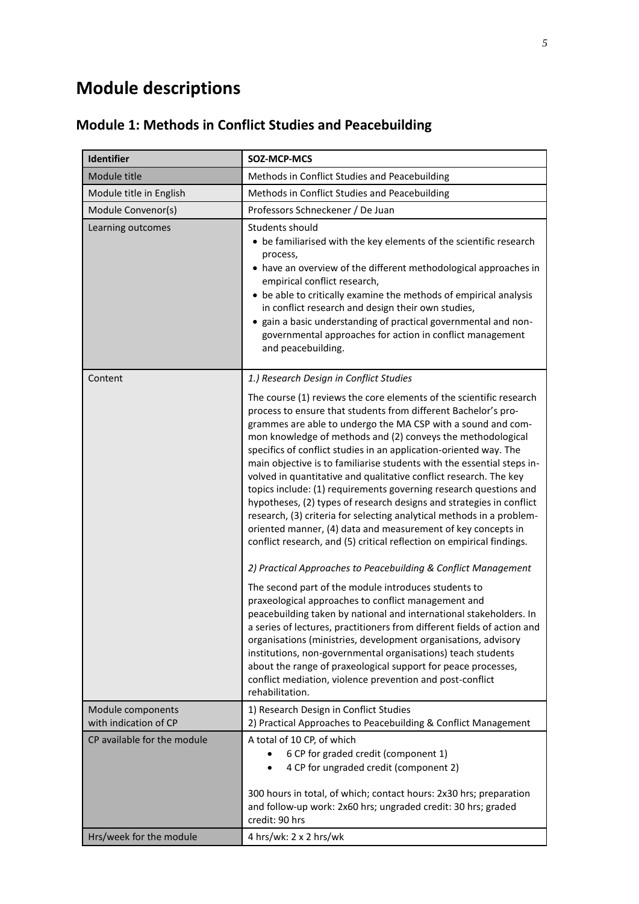# Module descriptions

## Module 1: Methods in Conflict Studies and Peacebuilding

| Identifier | SOZ-MCP-MCS |
|---|---|
| Module title | Methods in Conflict Studies and Peacebuilding |
| Module title in English | Methods in Conflict Studies and Peacebuilding |
| Module Convenor(s) | Professors Schneckener / De Juan |
| Learning outcomes | Students should<br>• be familiarised with the key elements of the scientific research process,<br>• have an overview of the different methodological approaches in empirical conflict research,<br>• be able to critically examine the methods of empirical analysis in conflict research and design their own studies,<br>• gain a basic understanding of practical governmental and non-governmental approaches for action in conflict management and peacebuilding. |
| Content | *1.) Research Design in Conflict Studies*<br><br>The course (1) reviews the core elements of the scientific research process to ensure that students from different Bachelor's programmes are able to undergo the MA CSP with a sound and common knowledge of methods and (2) conveys the methodological specifics of conflict studies in an application-oriented way. The main objective is to familiarise students with the essential steps involved in quantitative and qualitative conflict research. The key topics include: (1) requirements governing research questions and hypotheses, (2) types of research designs and strategies in conflict research, (3) criteria for selecting analytical methods in a problem-oriented manner, (4) data and measurement of key concepts in conflict research, and (5) critical reflection on empirical findings.<br><br>*2) Practical Approaches to Peacebuilding & Conflict Management*<br><br>The second part of the module introduces students to praxeological approaches to conflict management and peacebuilding taken by national and international stakeholders. In a series of lectures, practitioners from different fields of action and organisations (ministries, development organisations, advisory institutions, non-governmental organisations) teach students about the range of praxeological support for peace processes, conflict mediation, violence prevention and post-conflict rehabilitation. |
| Module components with indication of CP | 1) Research Design in Conflict Studies<br>2) Practical Approaches to Peacebuilding & Conflict Management |
| CP available for the module | A total of 10 CP, of which<br>• 6 CP for graded credit (component 1)<br>• 4 CP for ungraded credit (component 2)<br><br>300 hours in total, of which; contact hours: 2x30 hrs; preparation and follow-up work: 2x60 hrs; ungraded credit: 30 hrs; graded credit: 90 hrs |
| Hrs/week for the module | 4 hrs/wk: 2 x 2 hrs/wk |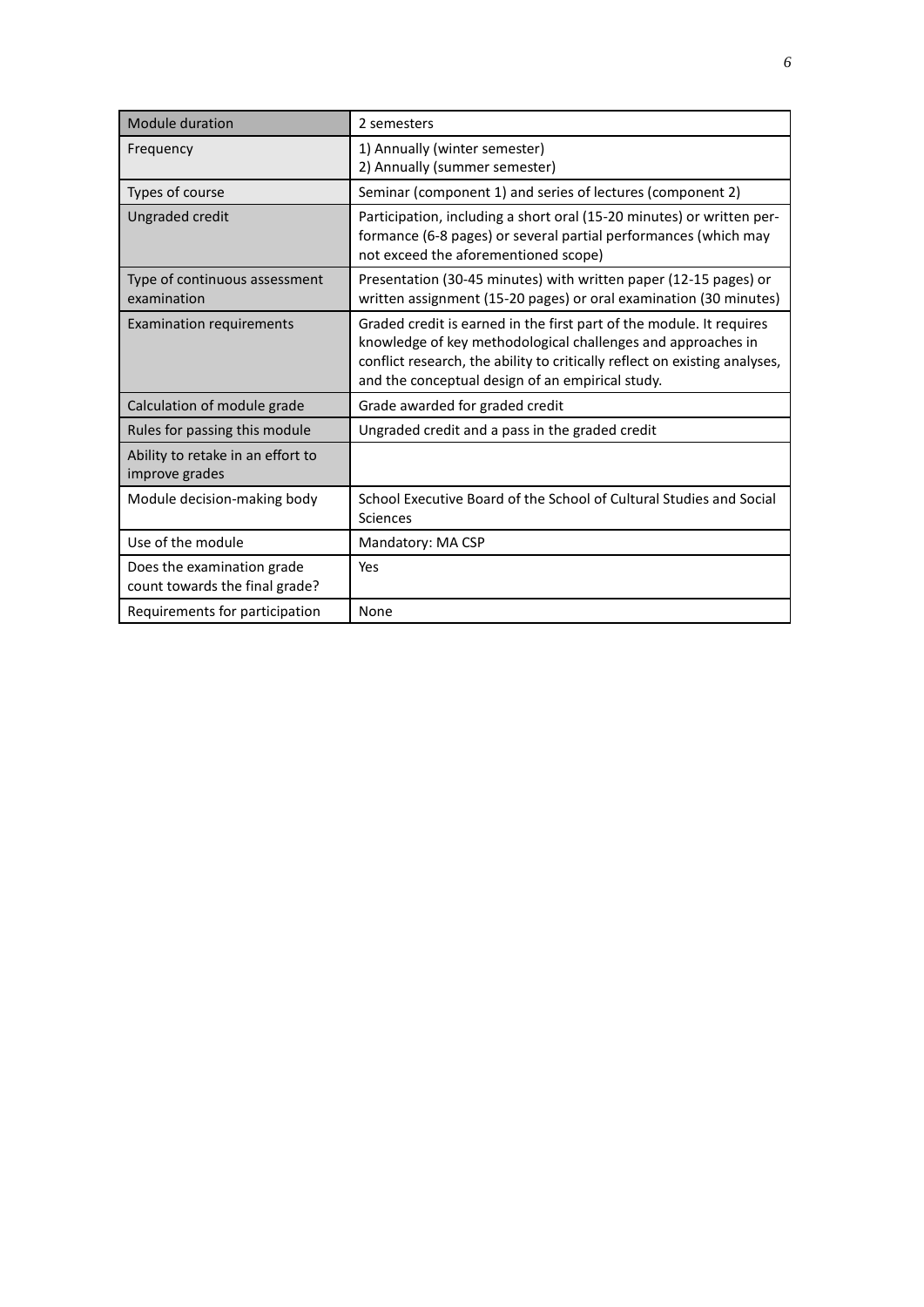| Module duration | 2 semesters |
|---|---|
| Frequency | 1) Annually (winter semester)<br>2) Annually (summer semester) |
| Types of course | Seminar (component 1) and series of lectures (component 2) |
| Ungraded credit | Participation, including a short oral (15-20 minutes) or written performance (6-8 pages) or several partial performances (which may not exceed the aforementioned scope) |
| Type of continuous assessment examination | Presentation (30-45 minutes) with written paper (12-15 pages) or written assignment (15-20 pages) or oral examination (30 minutes) |
| Examination requirements | Graded credit is earned in the first part of the module. It requires knowledge of key methodological challenges and approaches in conflict research, the ability to critically reflect on existing analyses, and the conceptual design of an empirical study. |
| Calculation of module grade | Grade awarded for graded credit |
| Rules for passing this module | Ungraded credit and a pass in the graded credit |
| Ability to retake in an effort to improve grades | |
| Module decision-making body | School Executive Board of the School of Cultural Studies and Social Sciences |
| Use of the module | Mandatory: MA CSP |
| Does the examination grade count towards the final grade? | Yes |
| Requirements for participation | None |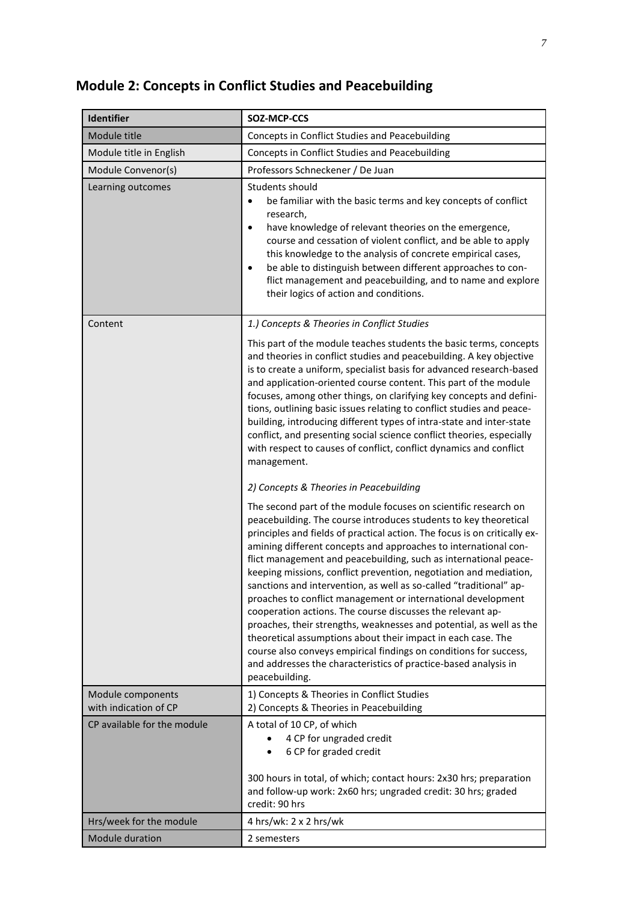## Module 2: Concepts in Conflict Studies and Peacebuilding

| **Identifier** | **SOZ-MCP-CCS** |
|---|---|
| Module title | Concepts in Conflict Studies and Peacebuilding |
| Module title in English | Concepts in Conflict Studies and Peacebuilding |
| Module Convenor(s) | Professors Schneckener / De Juan |
| Learning outcomes | Students should<br>• be familiar with the basic terms and key concepts of conflict research,<br>• have knowledge of relevant theories on the emergence, course and cessation of violent conflict, and be able to apply this knowledge to the analysis of concrete empirical cases,<br>• be able to distinguish between different approaches to conflict management and peacebuilding, and to name and explore their logics of action and conditions. |
| Content | *1.) Concepts & Theories in Conflict Studies*<br><br>This part of the module teaches students the basic terms, concepts and theories in conflict studies and peacebuilding. A key objective is to create a uniform, specialist basis for advanced research-based and application-oriented course content. This part of the module focuses, among other things, on clarifying key concepts and definitions, outlining basic issues relating to conflict studies and peacebuilding, introducing different types of intra-state and inter-state conflict, and presenting social science conflict theories, especially with respect to causes of conflict, conflict dynamics and conflict management.<br><br>*2) Concepts & Theories in Peacebuilding*<br><br>The second part of the module focuses on scientific research on peacebuilding. The course introduces students to key theoretical principles and fields of practical action. The focus is on critically examining different concepts and approaches to international conflict management and peacebuilding, such as international peacekeeping missions, conflict prevention, negotiation and mediation, sanctions and intervention, as well as so-called "traditional" approaches to conflict management or international development cooperation actions. The course discusses the relevant approaches, their strengths, weaknesses and potential, as well as the theoretical assumptions about their impact in each case. The course also conveys empirical findings on conditions for success, and addresses the characteristics of practice-based analysis in peacebuilding. |
| Module components with indication of CP | 1) Concepts & Theories in Conflict Studies<br>2) Concepts & Theories in Peacebuilding |
| CP available for the module | A total of 10 CP, of which<br>• 4 CP for ungraded credit<br>• 6 CP for graded credit<br><br>300 hours in total, of which; contact hours: 2x30 hrs; preparation and follow-up work: 2x60 hrs; ungraded credit: 30 hrs; graded credit: 90 hrs |
| Hrs/week for the module | 4 hrs/wk: 2 x 2 hrs/wk |
| Module duration | 2 semesters |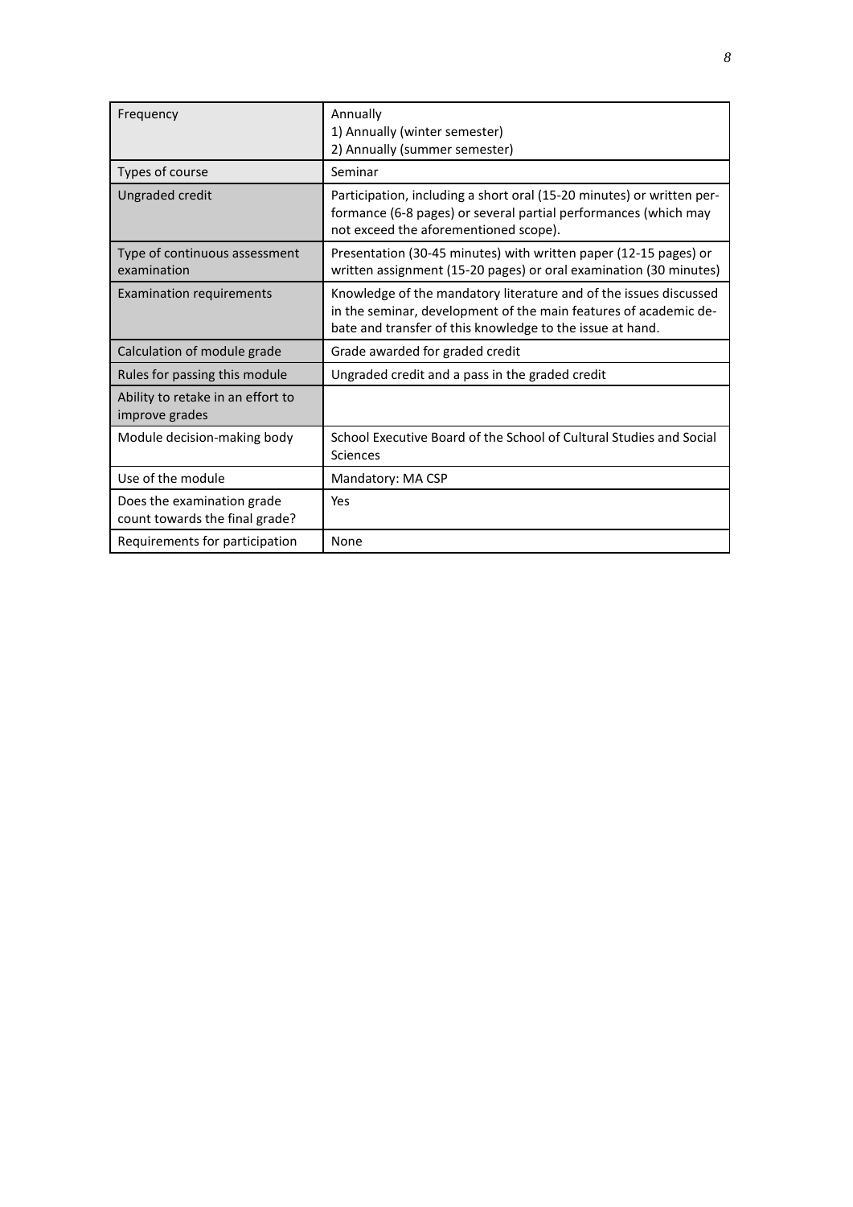| Frequency | Annually<br>1) Annually (winter semester)<br>2) Annually (summer semester) |
|---|---|
| Types of course | Seminar |
| Ungraded credit | Participation, including a short oral (15-20 minutes) or written performance (6-8 pages) or several partial performances (which may not exceed the aforementioned scope). |
| Type of continuous assessment examination | Presentation (30-45 minutes) with written paper (12-15 pages) or written assignment (15-20 pages) or oral examination (30 minutes) |
| Examination requirements | Knowledge of the mandatory literature and of the issues discussed in the seminar, development of the main features of academic debate and transfer of this knowledge to the issue at hand. |
| Calculation of module grade | Grade awarded for graded credit |
| Rules for passing this module | Ungraded credit and a pass in the graded credit |
| Ability to retake in an effort to improve grades | |
| Module decision-making body | School Executive Board of the School of Cultural Studies and Social Sciences |
| Use of the module | Mandatory: MA CSP |
| Does the examination grade count towards the final grade? | Yes |
| Requirements for participation | None |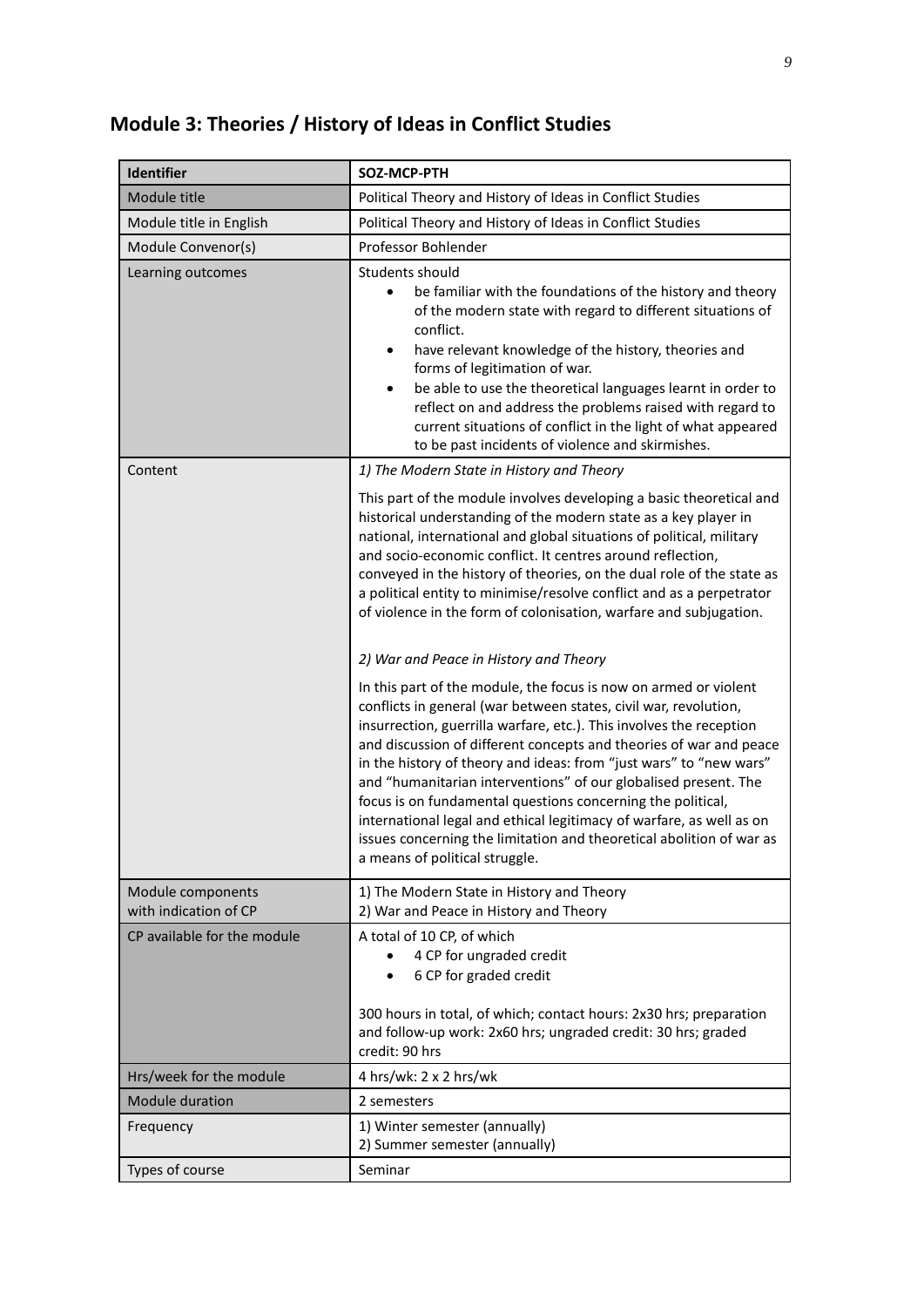# Module 3: Theories / History of Ideas in Conflict Studies

| Identifier | SOZ-MCP-PTH |
|---|---|
| Module title | Political Theory and History of Ideas in Conflict Studies |
| Module title in English | Political Theory and History of Ideas in Conflict Studies |
| Module Convenor(s) | Professor Bohlender |
| Learning outcomes | Students should<br>• be familiar with the foundations of the history and theory of the modern state with regard to different situations of conflict.<br>• have relevant knowledge of the history, theories and forms of legitimation of war.<br>• be able to use the theoretical languages learnt in order to reflect on and address the problems raised with regard to current situations of conflict in the light of what appeared to be past incidents of violence and skirmishes. |
| Content | *1) The Modern State in History and Theory*<br><br>This part of the module involves developing a basic theoretical and historical understanding of the modern state as a key player in national, international and global situations of political, military and socio-economic conflict. It centres around reflection, conveyed in the history of theories, on the dual role of the state as a political entity to minimise/resolve conflict and as a perpetrator of violence in the form of colonisation, warfare and subjugation.<br><br>*2) War and Peace in History and Theory*<br><br>In this part of the module, the focus is now on armed or violent conflicts in general (war between states, civil war, revolution, insurrection, guerrilla warfare, etc.). This involves the reception and discussion of different concepts and theories of war and peace in the history of theory and ideas: from "just wars" to "new wars" and "humanitarian interventions" of our globalised present. The focus is on fundamental questions concerning the political, international legal and ethical legitimacy of warfare, as well as on issues concerning the limitation and theoretical abolition of war as a means of political struggle. |
| Module components with indication of CP | 1) The Modern State in History and Theory<br>2) War and Peace in History and Theory |
| CP available for the module | A total of 10 CP, of which<br>• 4 CP for ungraded credit<br>• 6 CP for graded credit<br><br>300 hours in total, of which; contact hours: 2x30 hrs; preparation and follow-up work: 2x60 hrs; ungraded credit: 30 hrs; graded credit: 90 hrs |
| Hrs/week for the module | 4 hrs/wk: 2 x 2 hrs/wk |
| Module duration | 2 semesters |
| Frequency | 1) Winter semester (annually)<br>2) Summer semester (annually) |
| Types of course | Seminar |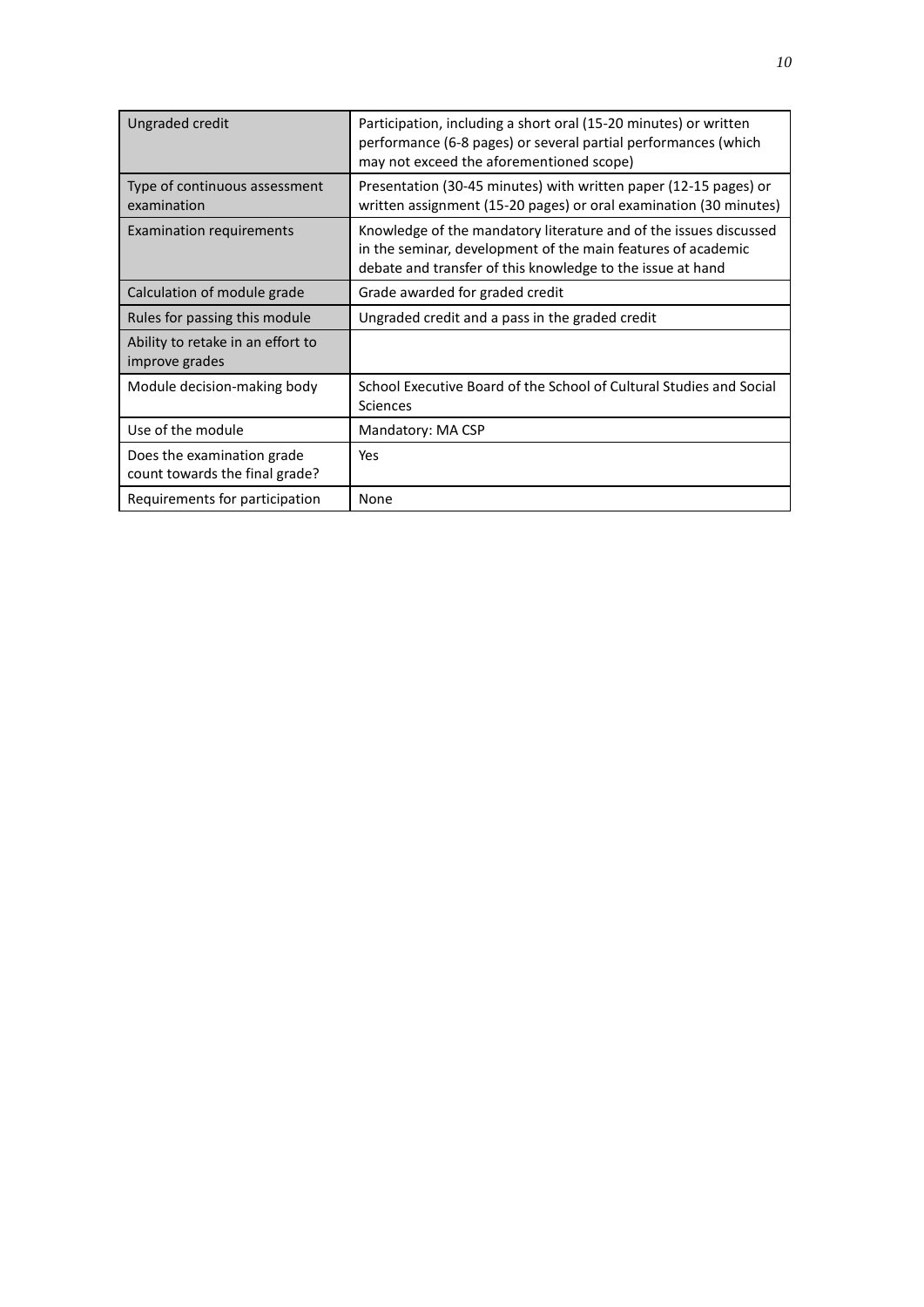| | |
|---|---|
| Ungraded credit | Participation, including a short oral (15-20 minutes) or written performance (6-8 pages) or several partial performances (which may not exceed the aforementioned scope) |
| Type of continuous assessment examination | Presentation (30-45 minutes) with written paper (12-15 pages) or written assignment (15-20 pages) or oral examination (30 minutes) |
| Examination requirements | Knowledge of the mandatory literature and of the issues discussed in the seminar, development of the main features of academic debate and transfer of this knowledge to the issue at hand |
| Calculation of module grade | Grade awarded for graded credit |
| Rules for passing this module | Ungraded credit and a pass in the graded credit |
| Ability to retake in an effort to improve grades | |
| Module decision-making body | School Executive Board of the School of Cultural Studies and Social Sciences |
| Use of the module | Mandatory: MA CSP |
| Does the examination grade count towards the final grade? | Yes |
| Requirements for participation | None |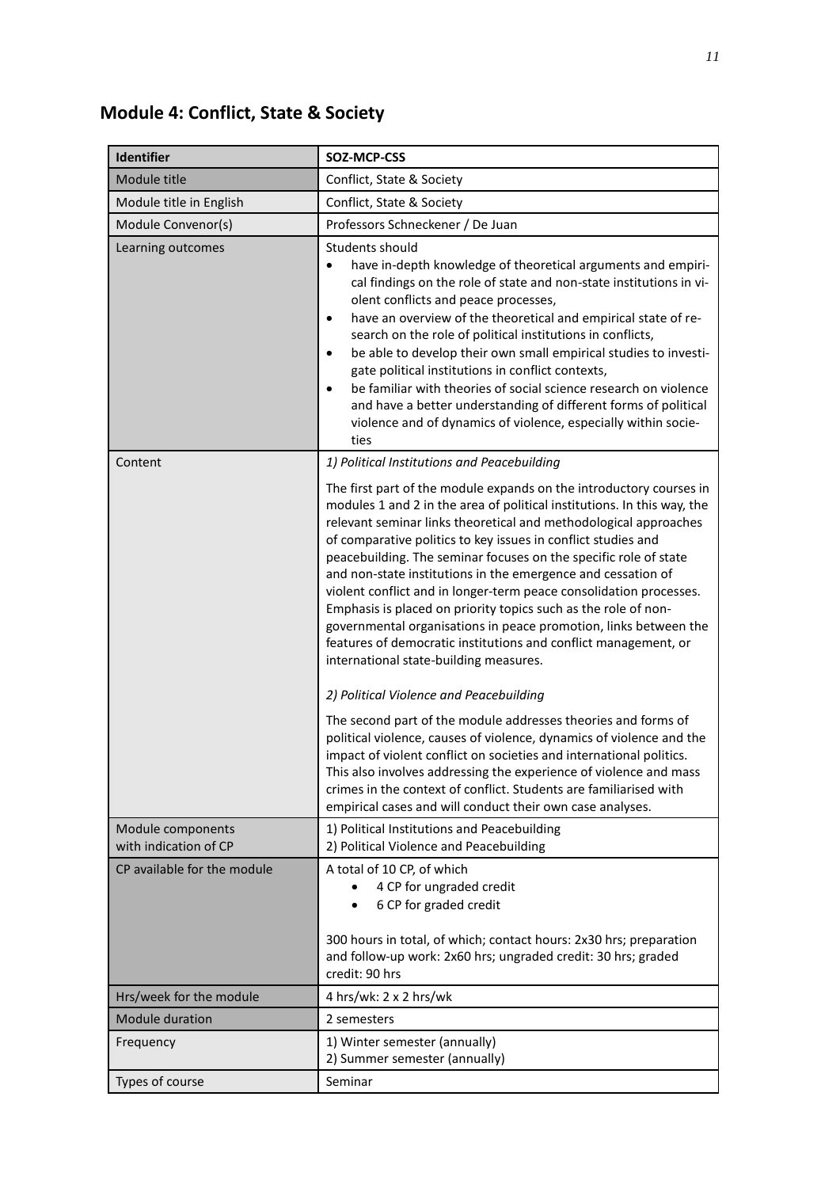## Module 4: Conflict, State & Society

| Identifier | SOZ-MCP-CSS |
|---|---|
| Module title | Conflict, State & Society |
| Module title in English | Conflict, State & Society |
| Module Convenor(s) | Professors Schneckener / De Juan |
| Learning outcomes | Students should<br>• have in-depth knowledge of theoretical arguments and empirical findings on the role of state and non-state institutions in violent conflicts and peace processes,<br>• have an overview of the theoretical and empirical state of research on the role of political institutions in conflicts,<br>• be able to develop their own small empirical studies to investigate political institutions in conflict contexts,<br>• be familiar with theories of social science research on violence and have a better understanding of different forms of political violence and of dynamics of violence, especially within societies |
| Content | *1) Political Institutions and Peacebuilding*<br><br>The first part of the module expands on the introductory courses in modules 1 and 2 in the area of political institutions. In this way, the relevant seminar links theoretical and methodological approaches of comparative politics to key issues in conflict studies and peacebuilding. The seminar focuses on the specific role of state and non-state institutions in the emergence and cessation of violent conflict and in longer-term peace consolidation processes. Emphasis is placed on priority topics such as the role of non-governmental organisations in peace promotion, links between the features of democratic institutions and conflict management, or international state-building measures.<br><br>*2) Political Violence and Peacebuilding*<br><br>The second part of the module addresses theories and forms of political violence, causes of violence, dynamics of violence and the impact of violent conflict on societies and international politics. This also involves addressing the experience of violence and mass crimes in the context of conflict. Students are familiarised with empirical cases and will conduct their own case analyses. |
| Module components with indication of CP | 1) Political Institutions and Peacebuilding<br>2) Political Violence and Peacebuilding |
| CP available for the module | A total of 10 CP, of which<br>• 4 CP for ungraded credit<br>• 6 CP for graded credit<br><br>300 hours in total, of which; contact hours: 2x30 hrs; preparation and follow-up work: 2x60 hrs; ungraded credit: 30 hrs; graded credit: 90 hrs |
| Hrs/week for the module | 4 hrs/wk: 2 x 2 hrs/wk |
| Module duration | 2 semesters |
| Frequency | 1) Winter semester (annually)<br>2) Summer semester (annually) |
| Types of course | Seminar |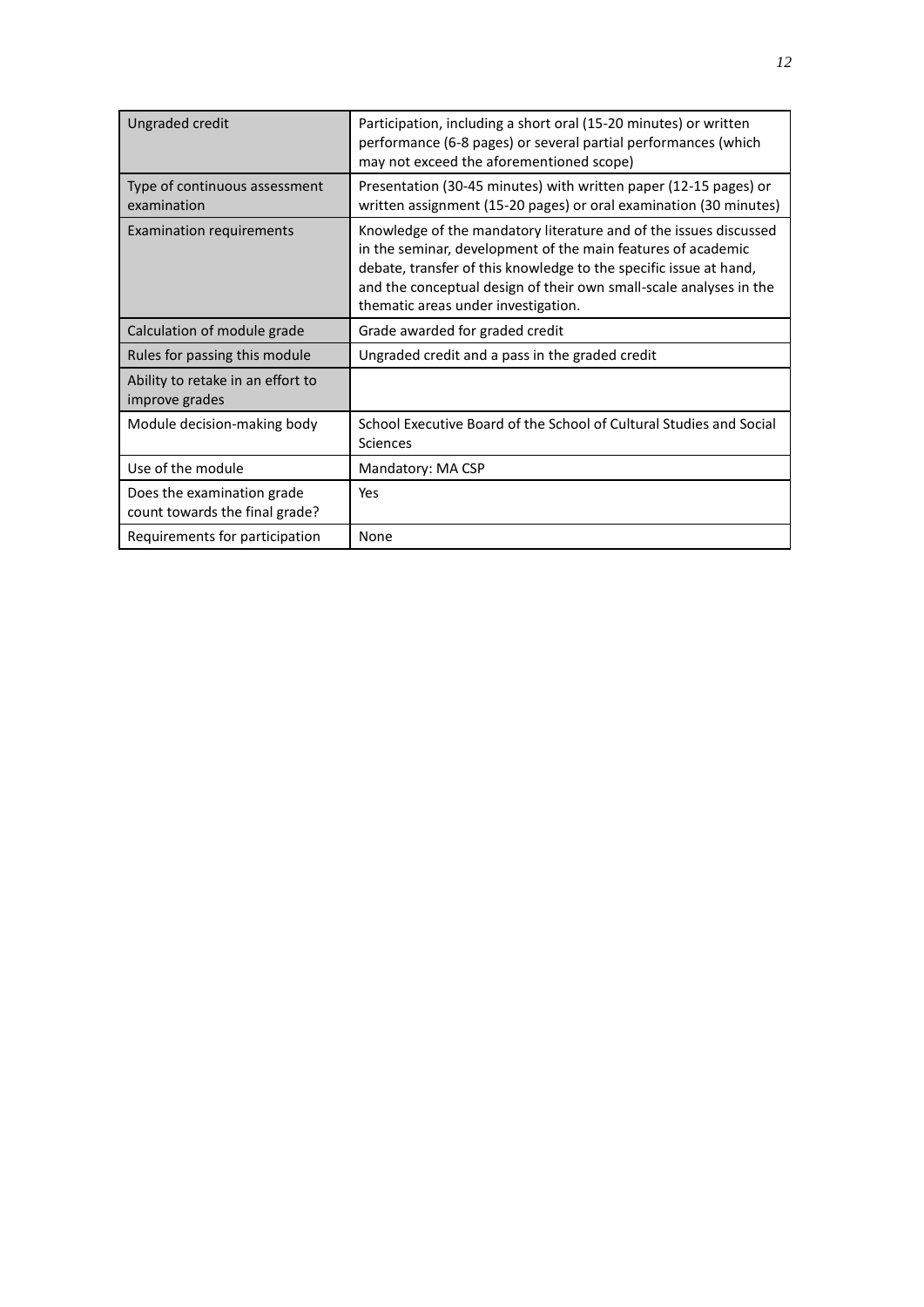| Ungraded credit | Participation, including a short oral (15-20 minutes) or written performance (6-8 pages) or several partial performances (which may not exceed the aforementioned scope) |
|---|---|
| Type of continuous assessment examination | Presentation (30-45 minutes) with written paper (12-15 pages) or written assignment (15-20 pages) or oral examination (30 minutes) |
| Examination requirements | Knowledge of the mandatory literature and of the issues discussed in the seminar, development of the main features of academic debate, transfer of this knowledge to the specific issue at hand, and the conceptual design of their own small-scale analyses in the thematic areas under investigation. |
| Calculation of module grade | Grade awarded for graded credit |
| Rules for passing this module | Ungraded credit and a pass in the graded credit |
| Ability to retake in an effort to improve grades | |
| Module decision-making body | School Executive Board of the School of Cultural Studies and Social Sciences |
| Use of the module | Mandatory: MA CSP |
| Does the examination grade count towards the final grade? | Yes |
| Requirements for participation | None |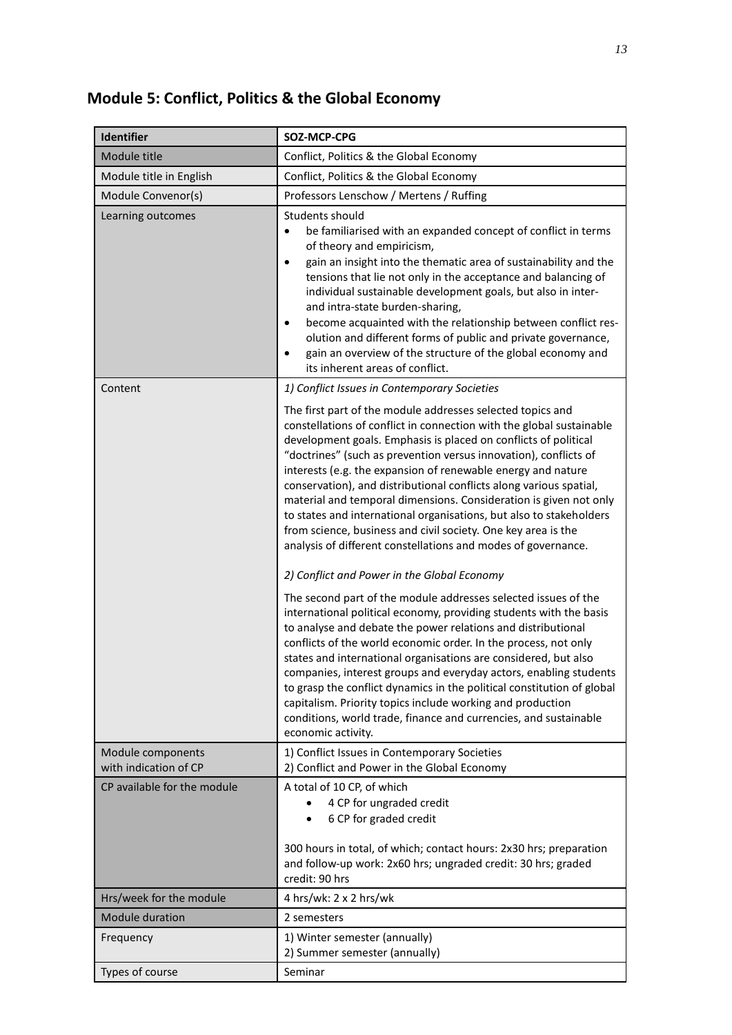## Module 5: Conflict, Politics & the Global Economy

| Identifier | SOZ-MCP-CPG |
|---|---|
| Module title | Conflict, Politics & the Global Economy |
| Module title in English | Conflict, Politics & the Global Economy |
| Module Convenor(s) | Professors Lenschow / Mertens / Ruffing |
| Learning outcomes | Students should<br>• be familiarised with an expanded concept of conflict in terms of theory and empiricism,<br>• gain an insight into the thematic area of sustainability and the tensions that lie not only in the acceptance and balancing of individual sustainable development goals, but also in inter- and intra-state burden-sharing,<br>• become acquainted with the relationship between conflict resolution and different forms of public and private governance,<br>• gain an overview of the structure of the global economy and its inherent areas of conflict. |
| Content | *1) Conflict Issues in Contemporary Societies*<br><br>The first part of the module addresses selected topics and constellations of conflict in connection with the global sustainable development goals. Emphasis is placed on conflicts of political "doctrines" (such as prevention versus innovation), conflicts of interests (e.g. the expansion of renewable energy and nature conservation), and distributional conflicts along various spatial, material and temporal dimensions. Consideration is given not only to states and international organisations, but also to stakeholders from science, business and civil society. One key area is the analysis of different constellations and modes of governance.<br><br>*2) Conflict and Power in the Global Economy*<br><br>The second part of the module addresses selected issues of the international political economy, providing students with the basis to analyse and debate the power relations and distributional conflicts of the world economic order. In the process, not only states and international organisations are considered, but also companies, interest groups and everyday actors, enabling students to grasp the conflict dynamics in the political constitution of global capitalism. Priority topics include working and production conditions, world trade, finance and currencies, and sustainable economic activity. |
| Module components with indication of CP | 1) Conflict Issues in Contemporary Societies<br>2) Conflict and Power in the Global Economy |
| CP available for the module | A total of 10 CP, of which<br>• 4 CP for ungraded credit<br>• 6 CP for graded credit<br><br>300 hours in total, of which; contact hours: 2x30 hrs; preparation and follow-up work: 2x60 hrs; ungraded credit: 30 hrs; graded credit: 90 hrs |
| Hrs/week for the module | 4 hrs/wk: 2 x 2 hrs/wk |
| Module duration | 2 semesters |
| Frequency | 1) Winter semester (annually)<br>2) Summer semester (annually) |
| Types of course | Seminar |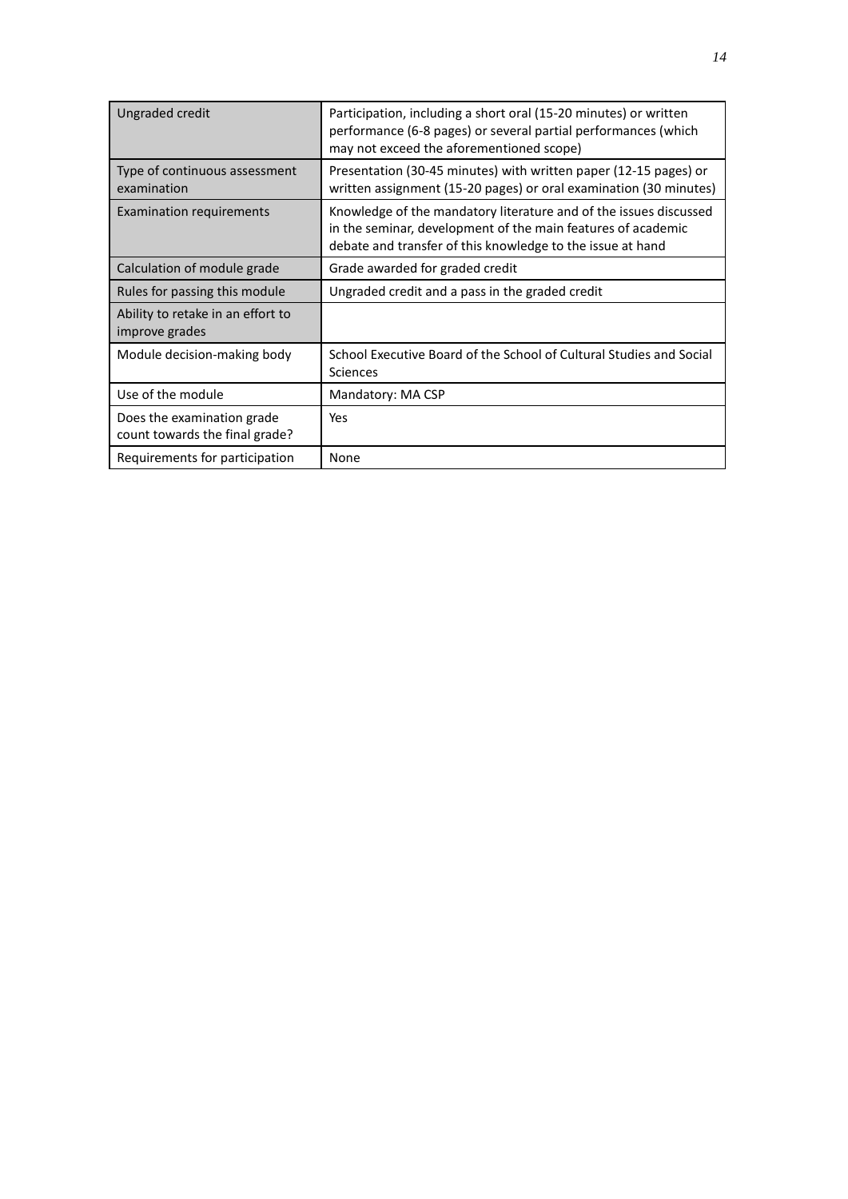| | |
|---|---|
| Ungraded credit | Participation, including a short oral (15-20 minutes) or written performance (6-8 pages) or several partial performances (which may not exceed the aforementioned scope) |
| Type of continuous assessment examination | Presentation (30-45 minutes) with written paper (12-15 pages) or written assignment (15-20 pages) or oral examination (30 minutes) |
| Examination requirements | Knowledge of the mandatory literature and of the issues discussed in the seminar, development of the main features of academic debate and transfer of this knowledge to the issue at hand |
| Calculation of module grade | Grade awarded for graded credit |
| Rules for passing this module | Ungraded credit and a pass in the graded credit |
| Ability to retake in an effort to improve grades | |
| Module decision-making body | School Executive Board of the School of Cultural Studies and Social Sciences |
| Use of the module | Mandatory: MA CSP |
| Does the examination grade count towards the final grade? | Yes |
| Requirements for participation | None |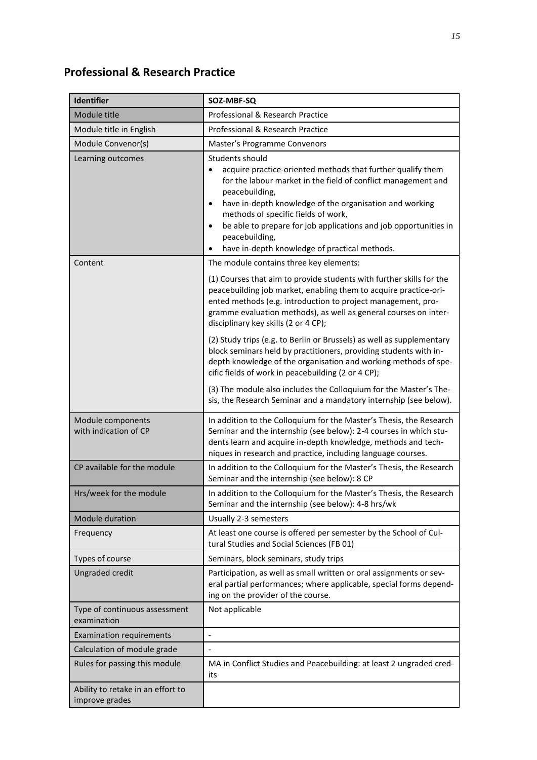## Professional & Research Practice

| Identifier | SOZ-MBF-SQ |
|---|---|
| Module title | Professional & Research Practice |
| Module title in English | Professional & Research Practice |
| Module Convenor(s) | Master's Programme Convenors |
| Learning outcomes | Students should<br>• acquire practice-oriented methods that further qualify them for the labour market in the field of conflict management and peacebuilding,<br>• have in-depth knowledge of the organisation and working methods of specific fields of work,<br>• be able to prepare for job applications and job opportunities in peacebuilding,<br>• have in-depth knowledge of practical methods. |
| Content | The module contains three key elements:<br>(1) Courses that aim to provide students with further skills for the peacebuilding job market, enabling them to acquire practice-oriented methods (e.g. introduction to project management, programme evaluation methods), as well as general courses on interdisciplinary key skills (2 or 4 CP);<br>(2) Study trips (e.g. to Berlin or Brussels) as well as supplementary block seminars held by practitioners, providing students with in-depth knowledge of the organisation and working methods of specific fields of work in peacebuilding (2 or 4 CP);<br>(3) The module also includes the Colloquium for the Master's Thesis, the Research Seminar and a mandatory internship (see below). |
| Module components with indication of CP | In addition to the Colloquium for the Master's Thesis, the Research Seminar and the internship (see below): 2-4 courses in which students learn and acquire in-depth knowledge, methods and techniques in research and practice, including language courses. |
| CP available for the module | In addition to the Colloquium for the Master's Thesis, the Research Seminar and the internship (see below): 8 CP |
| Hrs/week for the module | In addition to the Colloquium for the Master's Thesis, the Research Seminar and the internship (see below): 4-8 hrs/wk |
| Module duration | Usually 2-3 semesters |
| Frequency | At least one course is offered per semester by the School of Cultural Studies and Social Sciences (FB 01) |
| Types of course | Seminars, block seminars, study trips |
| Ungraded credit | Participation, as well as small written or oral assignments or several partial performances; where applicable, special forms depending on the provider of the course. |
| Type of continuous assessment examination | Not applicable |
| Examination requirements | - |
| Calculation of module grade | - |
| Rules for passing this module | MA in Conflict Studies and Peacebuilding: at least 2 ungraded credits |
| Ability to retake in an effort to improve grades | |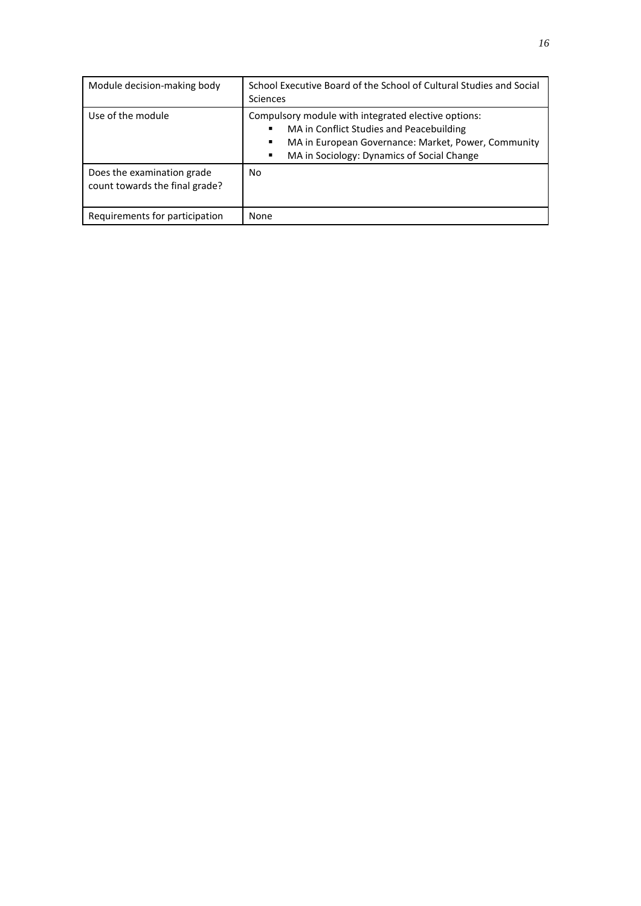| | |
|---|---|
| Module decision-making body | School Executive Board of the School of Cultural Studies and Social Sciences |
| Use of the module | Compulsory module with integrated elective options:<br>▪ MA in Conflict Studies and Peacebuilding<br>▪ MA in European Governance: Market, Power, Community<br>▪ MA in Sociology: Dynamics of Social Change |
| Does the examination grade count towards the final grade? | No |
| Requirements for participation | None |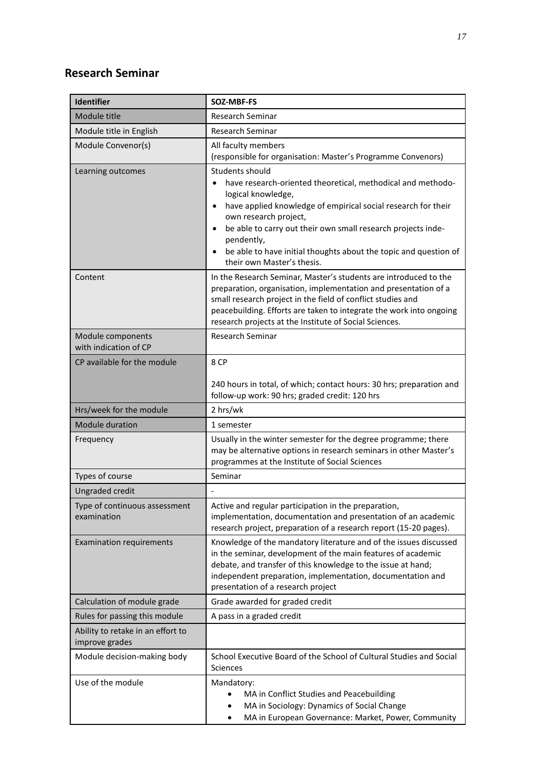## Research Seminar

| Identifier | SOZ-MBF-FS |
|---|---|
| Module title | Research Seminar |
| Module title in English | Research Seminar |
| Module Convenor(s) | All faculty members<br>(responsible for organisation: Master's Programme Convenors) |
| Learning outcomes | Students should<br>• have research-oriented theoretical, methodical and methodological knowledge,<br>• have applied knowledge of empirical social research for their own research project,<br>• be able to carry out their own small research projects independently,<br>• be able to have initial thoughts about the topic and question of their own Master's thesis. |
| Content | In the Research Seminar, Master's students are introduced to the preparation, organisation, implementation and presentation of a small research project in the field of conflict studies and peacebuilding. Efforts are taken to integrate the work into ongoing research projects at the Institute of Social Sciences. |
| Module components with indication of CP | Research Seminar |
| CP available for the module | 8 CP<br><br>240 hours in total, of which; contact hours: 30 hrs; preparation and follow-up work: 90 hrs; graded credit: 120 hrs |
| Hrs/week for the module | 2 hrs/wk |
| Module duration | 1 semester |
| Frequency | Usually in the winter semester for the degree programme; there may be alternative options in research seminars in other Master's programmes at the Institute of Social Sciences |
| Types of course | Seminar |
| Ungraded credit | - |
| Type of continuous assessment examination | Active and regular participation in the preparation, implementation, documentation and presentation of an academic research project, preparation of a research report (15-20 pages). |
| Examination requirements | Knowledge of the mandatory literature and of the issues discussed in the seminar, development of the main features of academic debate, and transfer of this knowledge to the issue at hand; independent preparation, implementation, documentation and presentation of a research project |
| Calculation of module grade | Grade awarded for graded credit |
| Rules for passing this module | A pass in a graded credit |
| Ability to retake in an effort to improve grades | |
| Module decision-making body | School Executive Board of the School of Cultural Studies and Social Sciences |
| Use of the module | Mandatory:<br>• MA in Conflict Studies and Peacebuilding<br>• MA in Sociology: Dynamics of Social Change<br>• MA in European Governance: Market, Power, Community |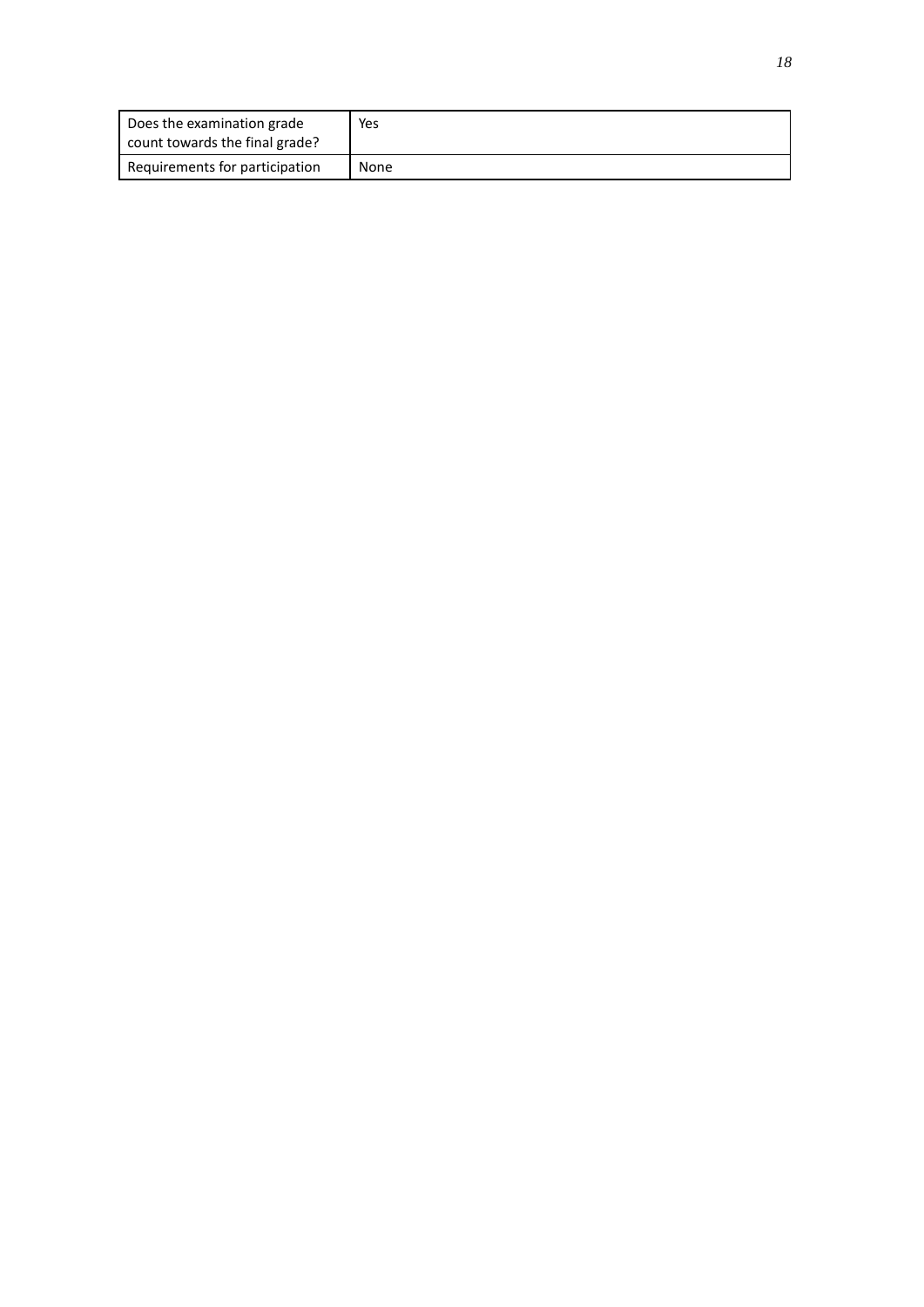| Does the examination grade count towards the final grade? | Yes |
| --- | --- |
| Requirements for participation | None |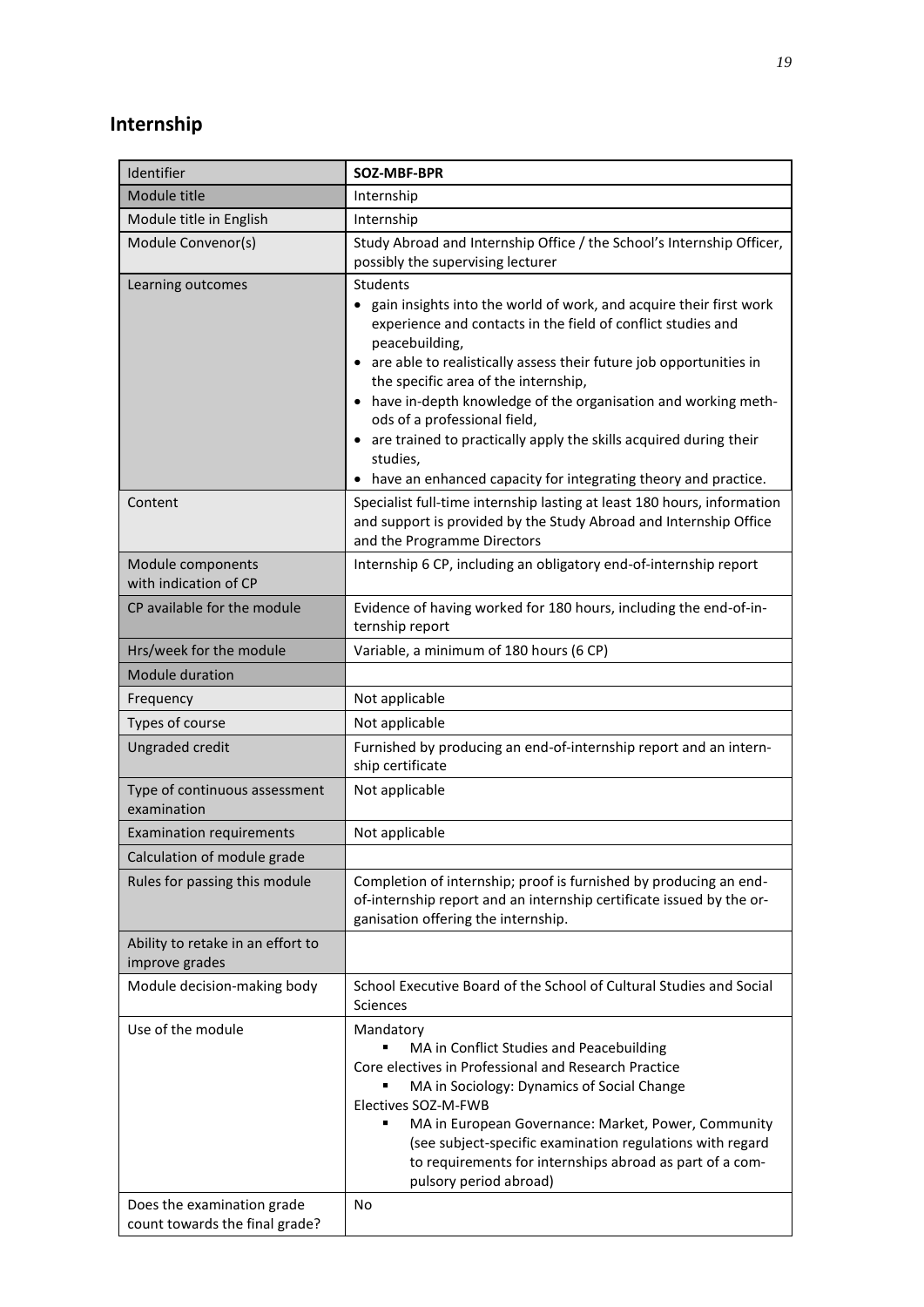## Internship

| Identifier | **SOZ-MBF-BPR** |
|---|---|
| Module title | Internship |
| Module title in English | Internship |
| Module Convenor(s) | Study Abroad and Internship Office / the School's Internship Officer, possibly the supervising lecturer |
| Learning outcomes | Students<br>• gain insights into the world of work, and acquire their first work experience and contacts in the field of conflict studies and peacebuilding,<br>• are able to realistically assess their future job opportunities in the specific area of the internship,<br>• have in-depth knowledge of the organisation and working methods of a professional field,<br>• are trained to practically apply the skills acquired during their studies,<br>• have an enhanced capacity for integrating theory and practice. |
| Content | Specialist full-time internship lasting at least 180 hours, information and support is provided by the Study Abroad and Internship Office and the Programme Directors |
| Module components with indication of CP | Internship 6 CP, including an obligatory end-of-internship report |
| CP available for the module | Evidence of having worked for 180 hours, including the end-of-internship report |
| Hrs/week for the module | Variable, a minimum of 180 hours (6 CP) |
| Module duration | |
| Frequency | Not applicable |
| Types of course | Not applicable |
| Ungraded credit | Furnished by producing an end-of-internship report and an internship certificate |
| Type of continuous assessment examination | Not applicable |
| Examination requirements | Not applicable |
| Calculation of module grade | |
| Rules for passing this module | Completion of internship; proof is furnished by producing an end-of-internship report and an internship certificate issued by the organisation offering the internship. |
| Ability to retake in an effort to improve grades | |
| Module decision-making body | School Executive Board of the School of Cultural Studies and Social Sciences |
| Use of the module | Mandatory<br>▪ MA in Conflict Studies and Peacebuilding<br>Core electives in Professional and Research Practice<br>▪ MA in Sociology: Dynamics of Social Change<br>Electives SOZ-M-FWB<br>▪ MA in European Governance: Market, Power, Community (see subject-specific examination regulations with regard to requirements for internships abroad as part of a compulsory period abroad) |
| Does the examination grade count towards the final grade? | No |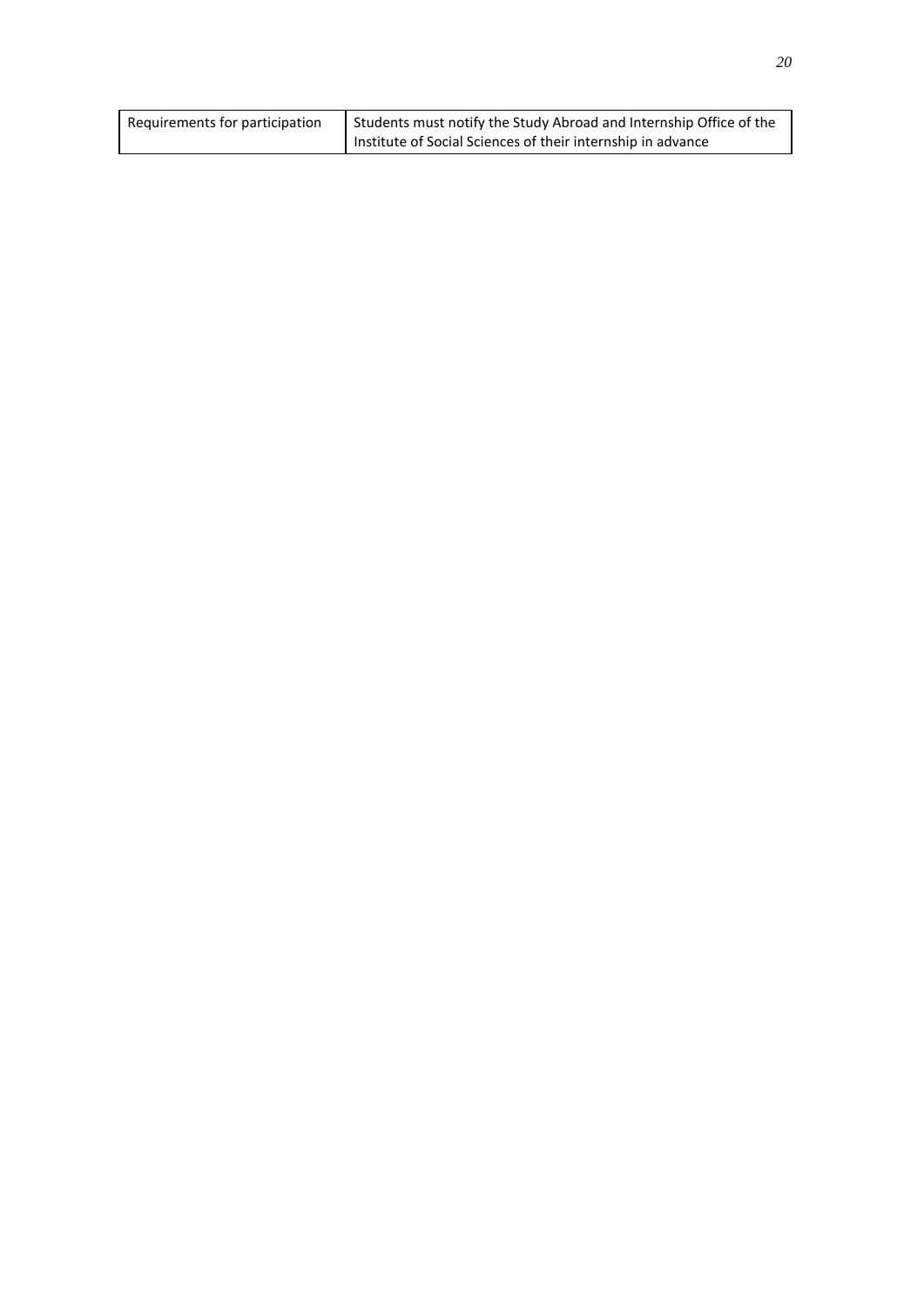| Requirements for participation | Students must notify the Study Abroad and Internship Office of the Institute of Social Sciences of their internship in advance |
|---|---|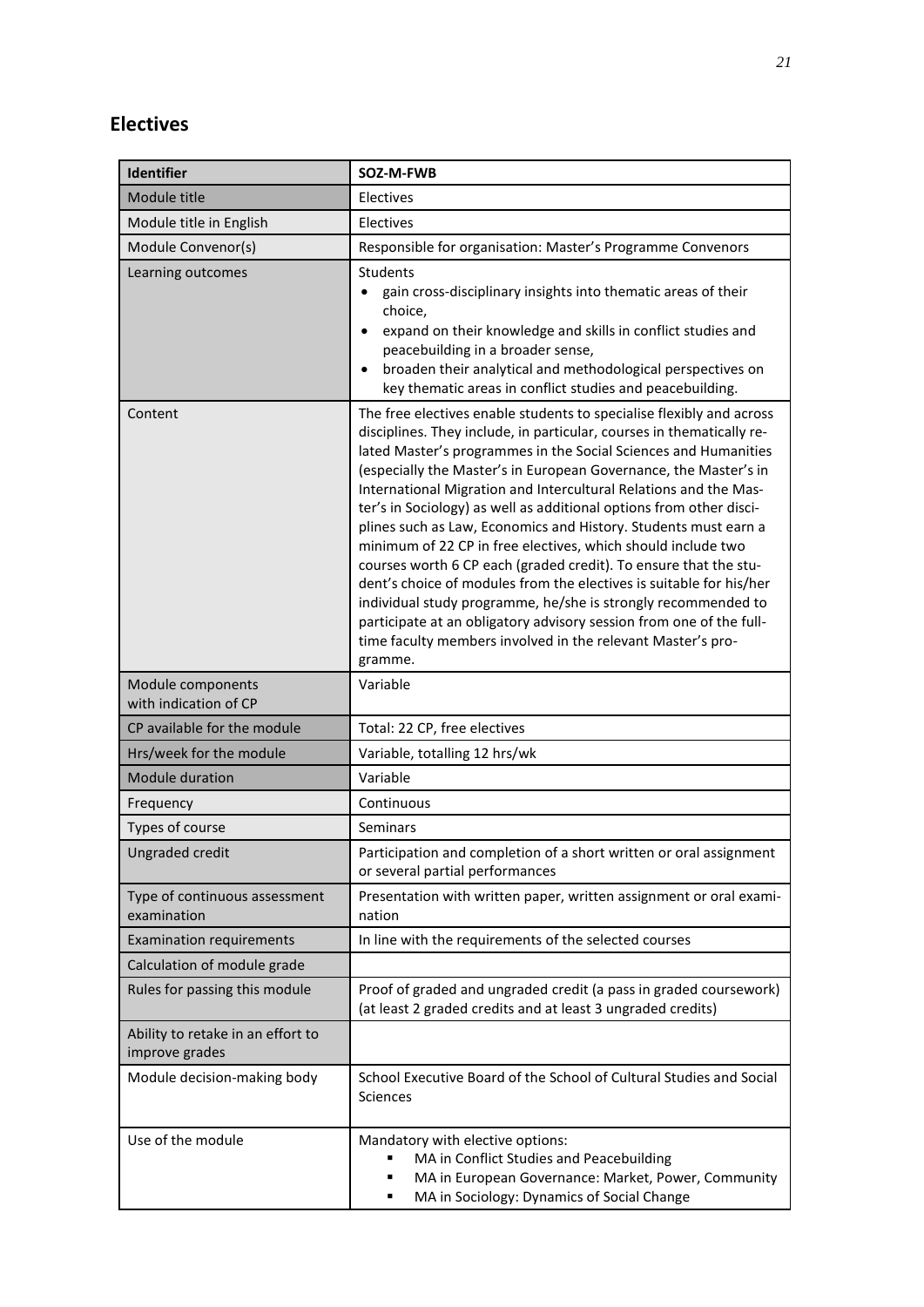## Electives

| Identifier | SOZ-M-FWB |
|---|---|
| Module title | Electives |
| Module title in English | Electives |
| Module Convenor(s) | Responsible for organisation: Master's Programme Convenors |
| Learning outcomes | Students<br>• gain cross-disciplinary insights into thematic areas of their choice,<br>• expand on their knowledge and skills in conflict studies and peacebuilding in a broader sense,<br>• broaden their analytical and methodological perspectives on key thematic areas in conflict studies and peacebuilding. |
| Content | The free electives enable students to specialise flexibly and across disciplines. They include, in particular, courses in thematically related Master's programmes in the Social Sciences and Humanities (especially the Master's in European Governance, the Master's in International Migration and Intercultural Relations and the Master's in Sociology) as well as additional options from other disciplines such as Law, Economics and History. Students must earn a minimum of 22 CP in free electives, which should include two courses worth 6 CP each (graded credit). To ensure that the student's choice of modules from the electives is suitable for his/her individual study programme, he/she is strongly recommended to participate at an obligatory advisory session from one of the full-time faculty members involved in the relevant Master's programme. |
| Module components with indication of CP | Variable |
| CP available for the module | Total: 22 CP, free electives |
| Hrs/week for the module | Variable, totalling 12 hrs/wk |
| Module duration | Variable |
| Frequency | Continuous |
| Types of course | Seminars |
| Ungraded credit | Participation and completion of a short written or oral assignment or several partial performances |
| Type of continuous assessment examination | Presentation with written paper, written assignment or oral examination |
| Examination requirements | In line with the requirements of the selected courses |
| Calculation of module grade | |
| Rules for passing this module | Proof of graded and ungraded credit (a pass in graded coursework) (at least 2 graded credits and at least 3 ungraded credits) |
| Ability to retake in an effort to improve grades | |
| Module decision-making body | School Executive Board of the School of Cultural Studies and Social Sciences |
| Use of the module | Mandatory with elective options:<br>▪ MA in Conflict Studies and Peacebuilding<br>▪ MA in European Governance: Market, Power, Community<br>▪ MA in Sociology: Dynamics of Social Change |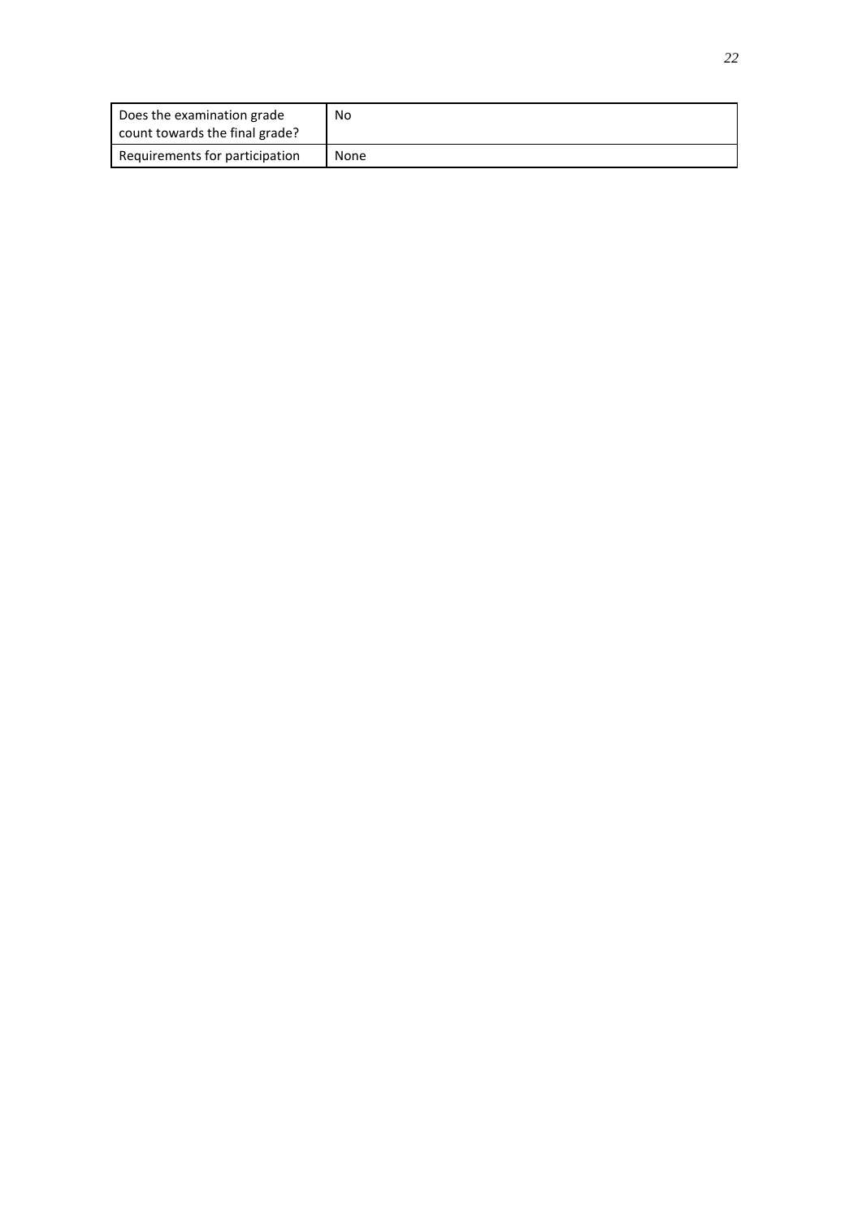| Does the examination grade count towards the final grade? | No |
|---|---|
| Requirements for participation | None |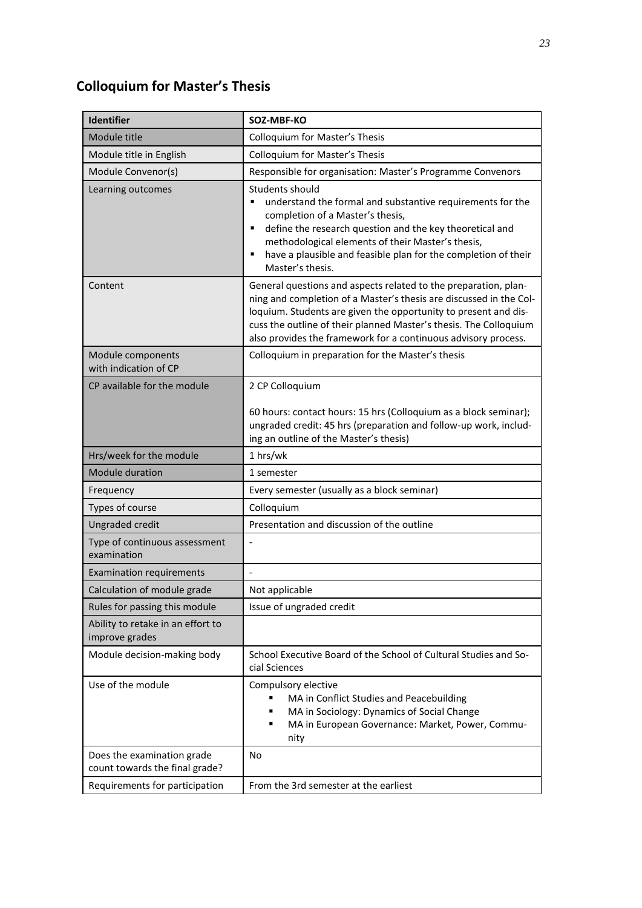## Colloquium for Master's Thesis

| Identifier | SOZ-MBF-KO |
|---|---|
| Module title | Colloquium for Master's Thesis |
| Module title in English | Colloquium for Master's Thesis |
| Module Convenor(s) | Responsible for organisation: Master's Programme Convenors |
| Learning outcomes | Students should<br>▪ understand the formal and substantive requirements for the completion of a Master's thesis,<br>▪ define the research question and the key theoretical and methodological elements of their Master's thesis,<br>▪ have a plausible and feasible plan for the completion of their Master's thesis. |
| Content | General questions and aspects related to the preparation, planning and completion of a Master's thesis are discussed in the Colloquium. Students are given the opportunity to present and discuss the outline of their planned Master's thesis. The Colloquium also provides the framework for a continuous advisory process. |
| Module components with indication of CP | Colloquium in preparation for the Master's thesis |
| CP available for the module | 2 CP Colloquium<br><br>60 hours: contact hours: 15 hrs (Colloquium as a block seminar); ungraded credit: 45 hrs (preparation and follow-up work, including an outline of the Master's thesis) |
| Hrs/week for the module | 1 hrs/wk |
| Module duration | 1 semester |
| Frequency | Every semester (usually as a block seminar) |
| Types of course | Colloquium |
| Ungraded credit | Presentation and discussion of the outline |
| Type of continuous assessment examination | - |
| Examination requirements | - |
| Calculation of module grade | Not applicable |
| Rules for passing this module | Issue of ungraded credit |
| Ability to retake in an effort to improve grades | |
| Module decision-making body | School Executive Board of the School of Cultural Studies and Social Sciences |
| Use of the module | Compulsory elective<br>▪ MA in Conflict Studies and Peacebuilding<br>▪ MA in Sociology: Dynamics of Social Change<br>▪ MA in European Governance: Market, Power, Community |
| Does the examination grade count towards the final grade? | No |
| Requirements for participation | From the 3rd semester at the earliest |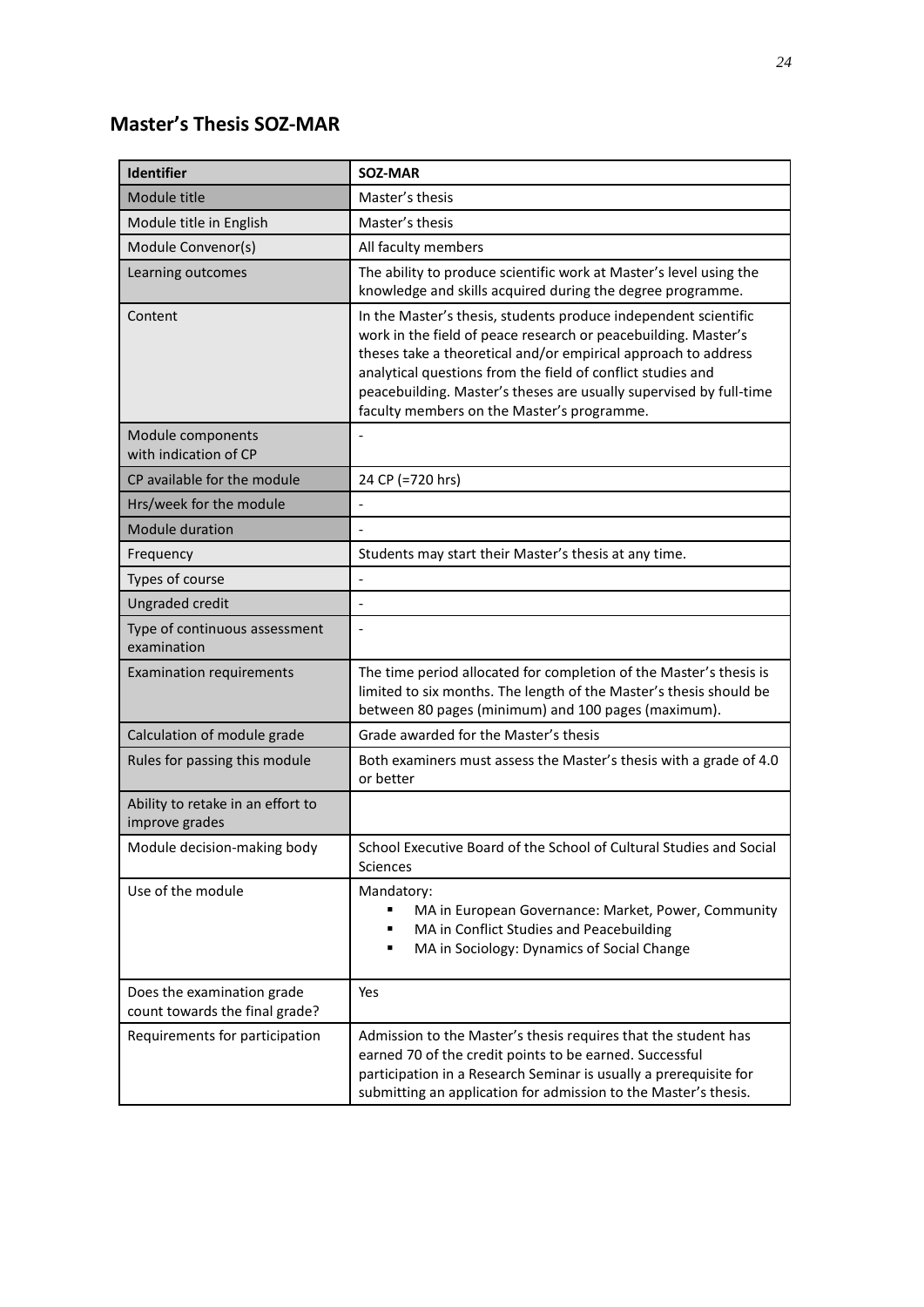## Master's Thesis SOZ-MAR

| Identifier | SOZ-MAR |
|---|---|
| Module title | Master's thesis |
| Module title in English | Master's thesis |
| Module Convenor(s) | All faculty members |
| Learning outcomes | The ability to produce scientific work at Master's level using the knowledge and skills acquired during the degree programme. |
| Content | In the Master's thesis, students produce independent scientific work in the field of peace research or peacebuilding. Master's theses take a theoretical and/or empirical approach to address analytical questions from the field of conflict studies and peacebuilding. Master's theses are usually supervised by full-time faculty members on the Master's programme. |
| Module components with indication of CP | - |
| CP available for the module | 24 CP (=720 hrs) |
| Hrs/week for the module | - |
| Module duration | - |
| Frequency | Students may start their Master's thesis at any time. |
| Types of course | - |
| Ungraded credit | - |
| Type of continuous assessment examination | - |
| Examination requirements | The time period allocated for completion of the Master's thesis is limited to six months. The length of the Master's thesis should be between 80 pages (minimum) and 100 pages (maximum). |
| Calculation of module grade | Grade awarded for the Master's thesis |
| Rules for passing this module | Both examiners must assess the Master's thesis with a grade of 4.0 or better |
| Ability to retake in an effort to improve grades | |
| Module decision-making body | School Executive Board of the School of Cultural Studies and Social Sciences |
| Use of the module | Mandatory:<br>▪ MA in European Governance: Market, Power, Community<br>▪ MA in Conflict Studies and Peacebuilding<br>▪ MA in Sociology: Dynamics of Social Change |
| Does the examination grade count towards the final grade? | Yes |
| Requirements for participation | Admission to the Master's thesis requires that the student has earned 70 of the credit points to be earned. Successful participation in a Research Seminar is usually a prerequisite for submitting an application for admission to the Master's thesis. |